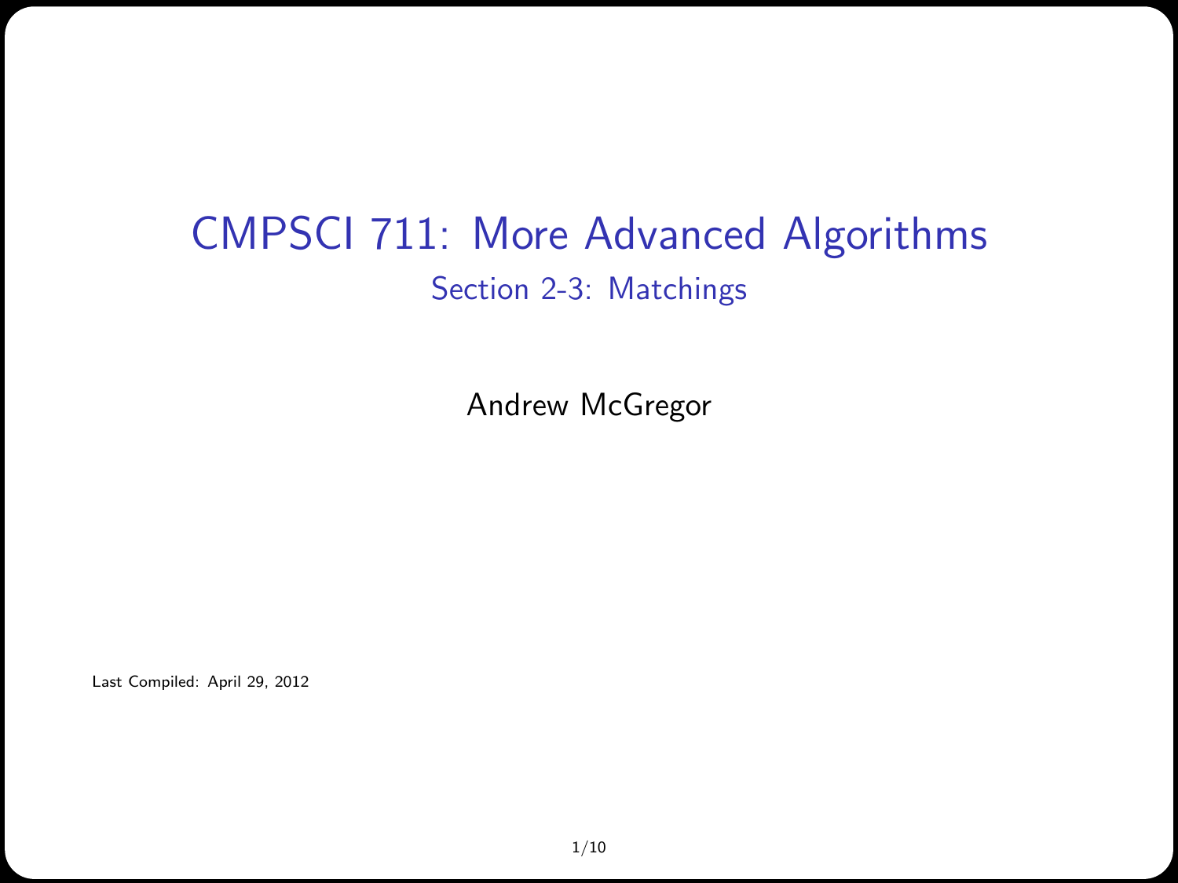# CMPSCI 711: More Advanced Algorithms

## Section 2-3: Matchings

Andrew McGregor

Last Compiled: April 29, 2012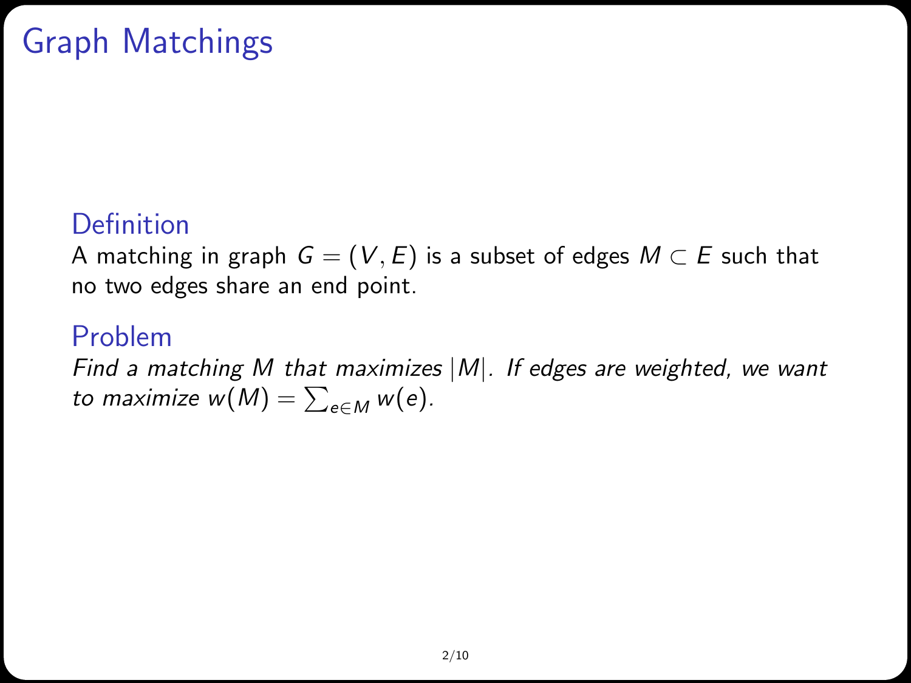# Graph Matchings

## Definition

A matching in graph $G = (V, E)$ is a subset of edges $M \subset E$ such that no two edges share an end point.

## Problem

*Find a matching $M$ that maximizes $|M|$. If edges are weighted, we want to maximize $w(M) = \sum_{e \in M} w(e)$.*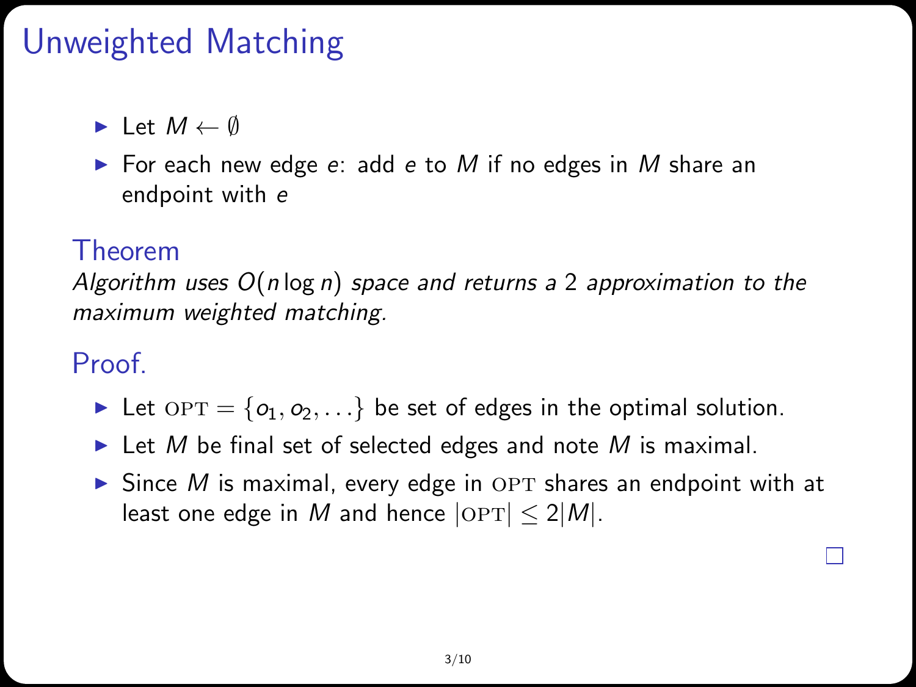# Unweighted Matching

- Let $M \leftarrow \emptyset$
- For each new edge $e$: add $e$ to $M$ if no edges in $M$ share an endpoint with $e$

## Theorem

*Algorithm uses $O(n \log n)$ space and returns a 2 approximation to the maximum weighted matching.*

## Proof.

- Let $\text{OPT} = \{o_1, o_2, \ldots\}$ be set of edges in the optimal solution.
- Let $M$ be final set of selected edges and note $M$ is maximal.
- Since $M$ is maximal, every edge in $\text{OPT}$ shares an endpoint with at least one edge in $M$ and hence $|\text{OPT}| \leq 2|M|$.

□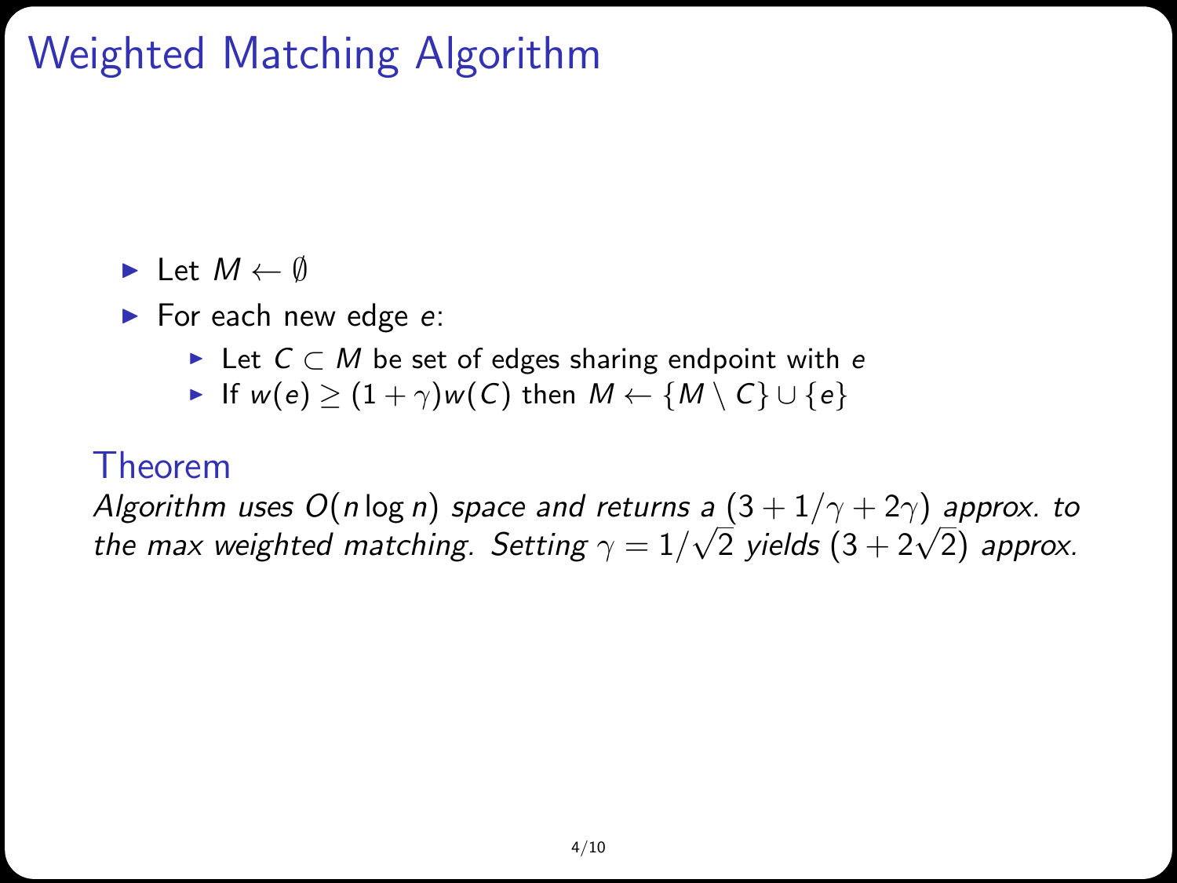# Weighted Matching Algorithm

- Let $M \leftarrow \emptyset$
- For each new edge $e$:
  - Let $C \subset M$ be set of edges sharing endpoint with $e$
  - If $w(e) \geq (1 + \gamma)w(C)$ then $M \leftarrow \{M \setminus C\} \cup \{e\}$

### Theorem

*Algorithm uses $O(n \log n)$ space and returns a $(3 + 1/\gamma + 2\gamma)$ approx. to the max weighted matching. Setting $\gamma = 1/\sqrt{2}$ yields $(3 + 2\sqrt{2})$ approx.*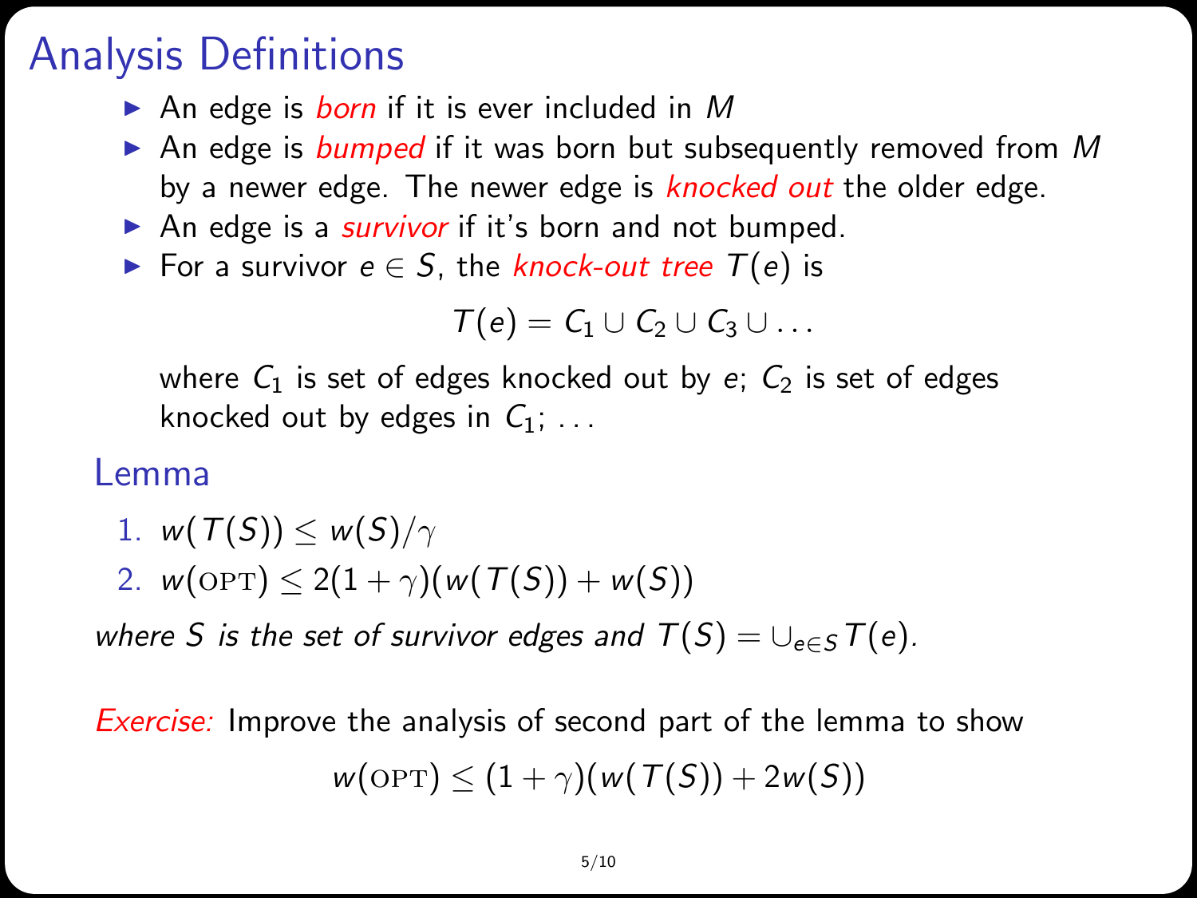# Analysis Definitions

- An edge is *born* if it is ever included in $M$
- An edge is *bumped* if it was born but subsequently removed from $M$ by a newer edge. The newer edge is *knocked out* the older edge.
- An edge is a *survivor* if it's born and not bumped.
- For a survivor $e \in S$, the *knock-out tree* $T(e)$ is

$$T(e) = C_1 \cup C_2 \cup C_3 \cup \ldots$$

  where $C_1$ is set of edges knocked out by $e$; $C_2$ is set of edges knocked out by edges in $C_1$; ...

## Lemma

1. $w(T(S)) \leq w(S)/\gamma$
2. $w(\text{OPT}) \leq 2(1+\gamma)(w(T(S)) + w(S))$

*where $S$ is the set of survivor edges and $T(S) = \cup_{e \in S} T(e)$.*

*Exercise:* Improve the analysis of second part of the lemma to show

$$w(\text{OPT}) \leq (1+\gamma)(w(T(S)) + 2w(S))$$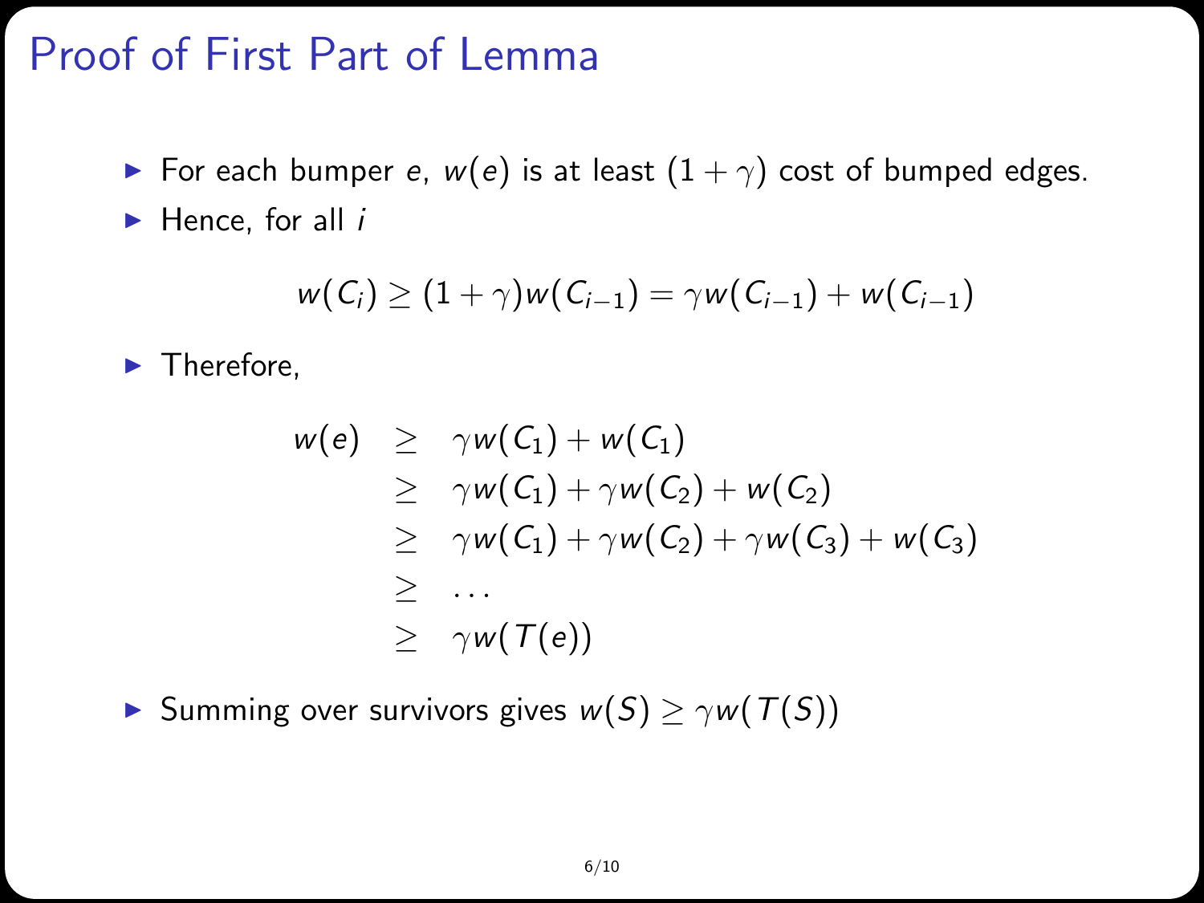# Proof of First Part of Lemma

- For each bumper $e$, $w(e)$ is at least $(1+\gamma)$ cost of bumped edges.
- Hence, for all $i$

$$w(C_i) \geq (1+\gamma)w(C_{i-1}) = \gamma w(C_{i-1}) + w(C_{i-1})$$

- Therefore,

$$\begin{aligned}
w(e) &\geq \gamma w(C_1) + w(C_1) \\
&\geq \gamma w(C_1) + \gamma w(C_2) + w(C_2) \\
&\geq \gamma w(C_1) + \gamma w(C_2) + \gamma w(C_3) + w(C_3) \\
&\geq \cdots \\
&\geq \gamma w(T(e))
\end{aligned}$$

- Summing over survivors gives $w(S) \geq \gamma w(T(S))$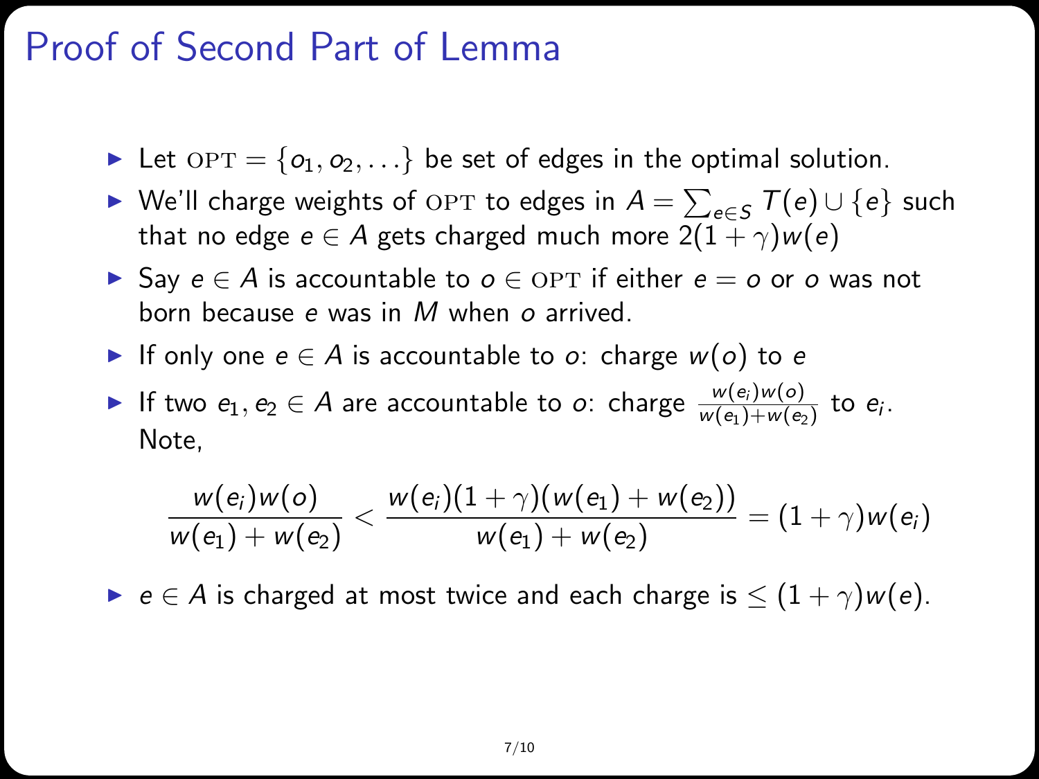# Proof of Second Part of Lemma

- Let $\text{OPT} = \{o_1, o_2, \ldots\}$ be set of edges in the optimal solution.
- We'll charge weights of $\text{OPT}$ to edges in $A = \sum_{e \in S} T(e) \cup \{e\}$ such that no edge $e \in A$ gets charged much more $2(1+\gamma)w(e)$
- Say $e \in A$ is accountable to $o \in \text{OPT}$ if either $e = o$ or $o$ was not born because $e$ was in $M$ when $o$ arrived.
- If only one $e \in A$ is accountable to $o$: charge $w(o)$ to $e$
- If two $e_1, e_2 \in A$ are accountable to $o$: charge $\frac{w(e_i)w(o)}{w(e_1)+w(e_2)}$ to $e_i$. Note,

$$\frac{w(e_i)w(o)}{w(e_1)+w(e_2)} < \frac{w(e_i)(1+\gamma)(w(e_1)+w(e_2))}{w(e_1)+w(e_2)} = (1+\gamma)w(e_i)$$

- $e \in A$ is charged at most twice and each charge is $\leq (1+\gamma)w(e)$.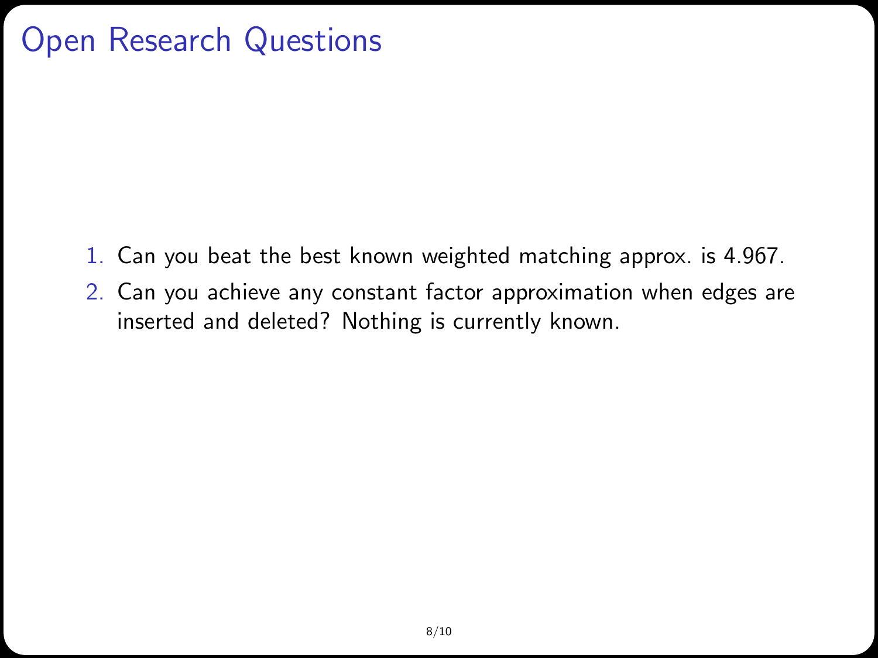# Open Research Questions

1. Can you beat the best known weighted matching approx. is 4.967.
2. Can you achieve any constant factor approximation when edges are inserted and deleted? Nothing is currently known.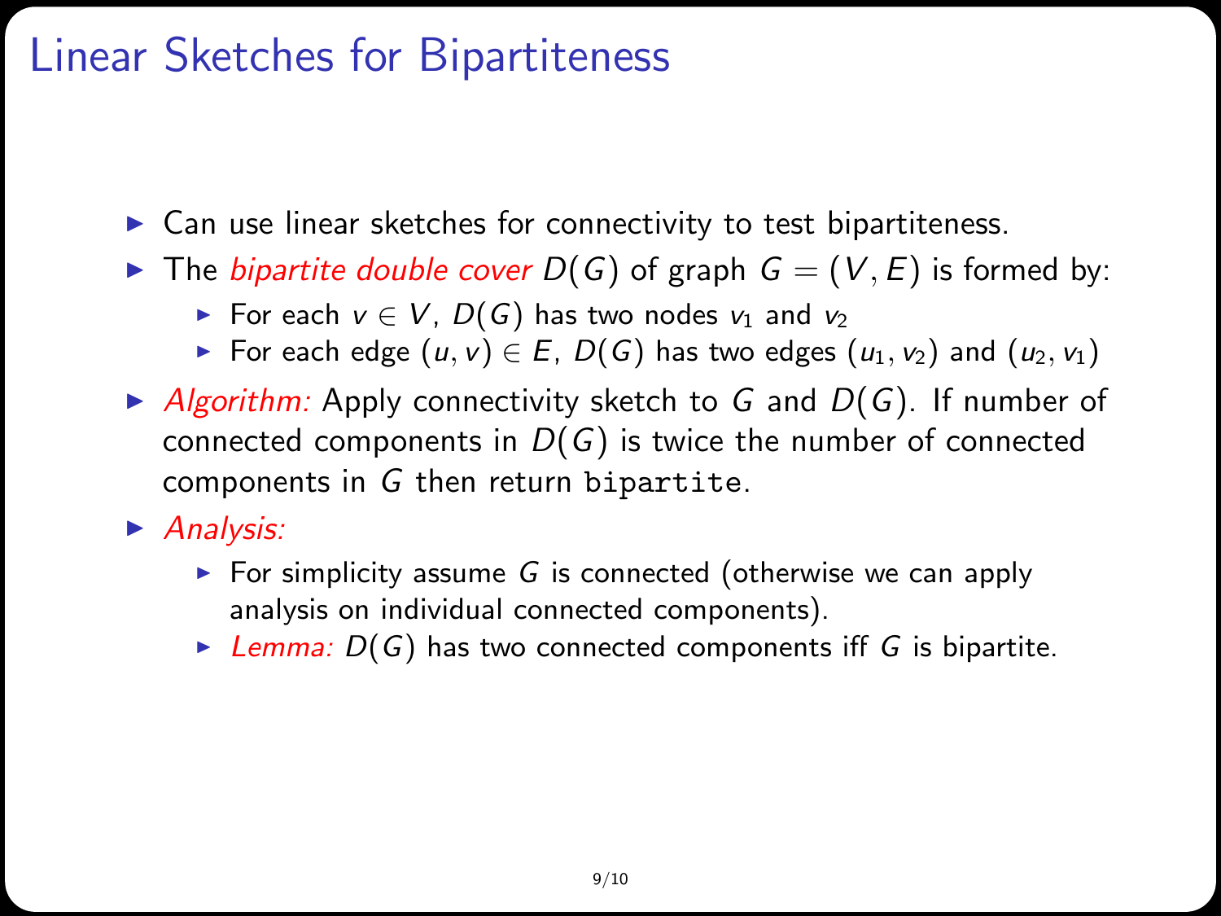# Linear Sketches for Bipartiteness

- Can use linear sketches for connectivity to test bipartiteness.
- The *bipartite double cover* $D(G)$ of graph $G = (V, E)$ is formed by:
  - For each $v \in V$, $D(G)$ has two nodes $v_1$ and $v_2$
  - For each edge $(u, v) \in E$, $D(G)$ has two edges $(u_1, v_2)$ and $(u_2, v_1)$
- *Algorithm:* Apply connectivity sketch to $G$ and $D(G)$. If number of connected components in $D(G)$ is twice the number of connected components in $G$ then return `bipartite`.
- *Analysis:*
  - For simplicity assume $G$ is connected (otherwise we can apply analysis on individual connected components).
  - *Lemma:* $D(G)$ has two connected components iff $G$ is bipartite.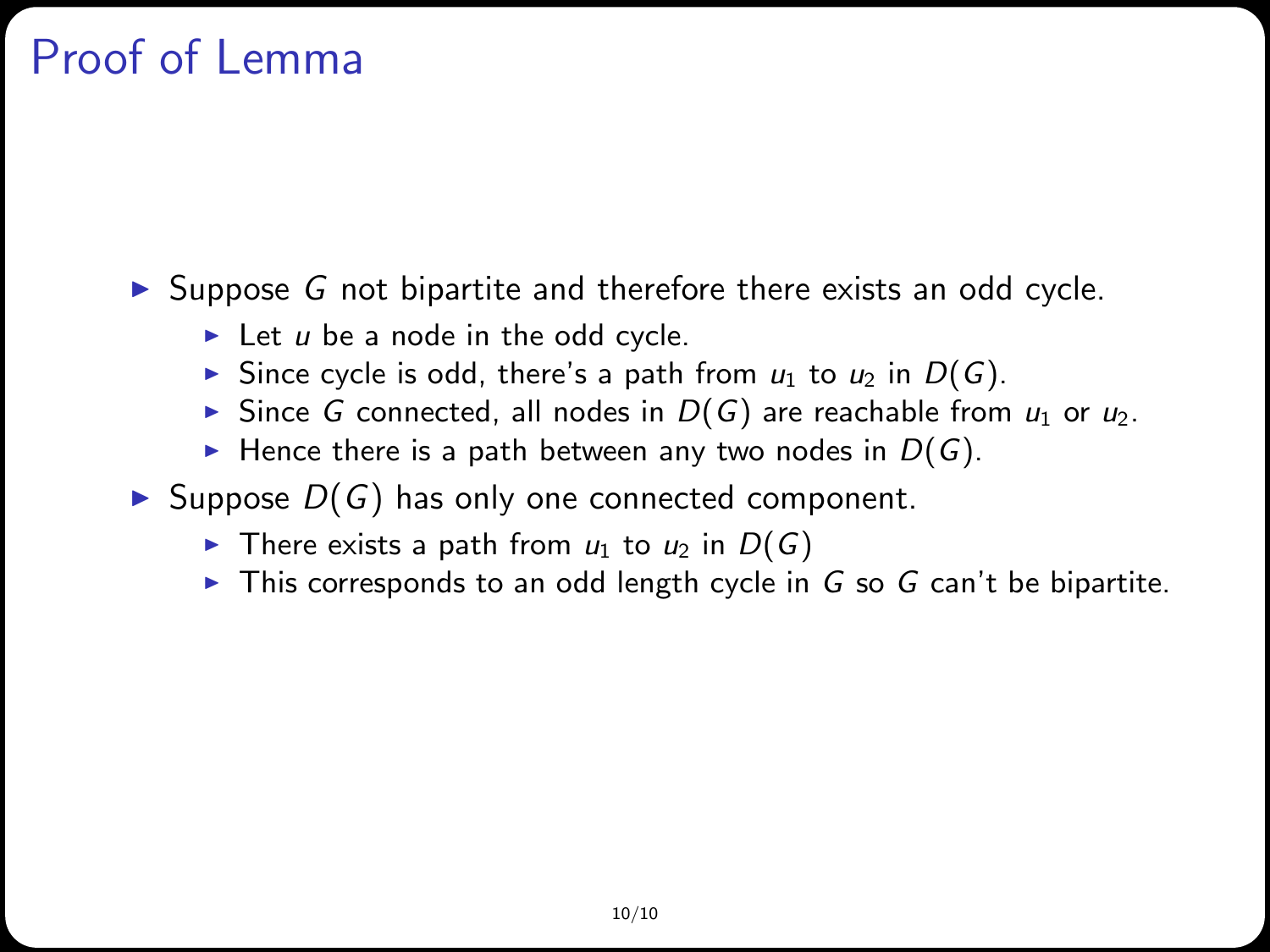# Proof of Lemma

- Suppose $G$ not bipartite and therefore there exists an odd cycle.
  - Let $u$ be a node in the odd cycle.
  - Since cycle is odd, there's a path from $u_1$ to $u_2$ in $D(G)$.
  - Since $G$ connected, all nodes in $D(G)$ are reachable from $u_1$ or $u_2$.
  - Hence there is a path between any two nodes in $D(G)$.
- Suppose $D(G)$ has only one connected component.
  - There exists a path from $u_1$ to $u_2$ in $D(G)$
  - This corresponds to an odd length cycle in $G$ so $G$ can't be bipartite.